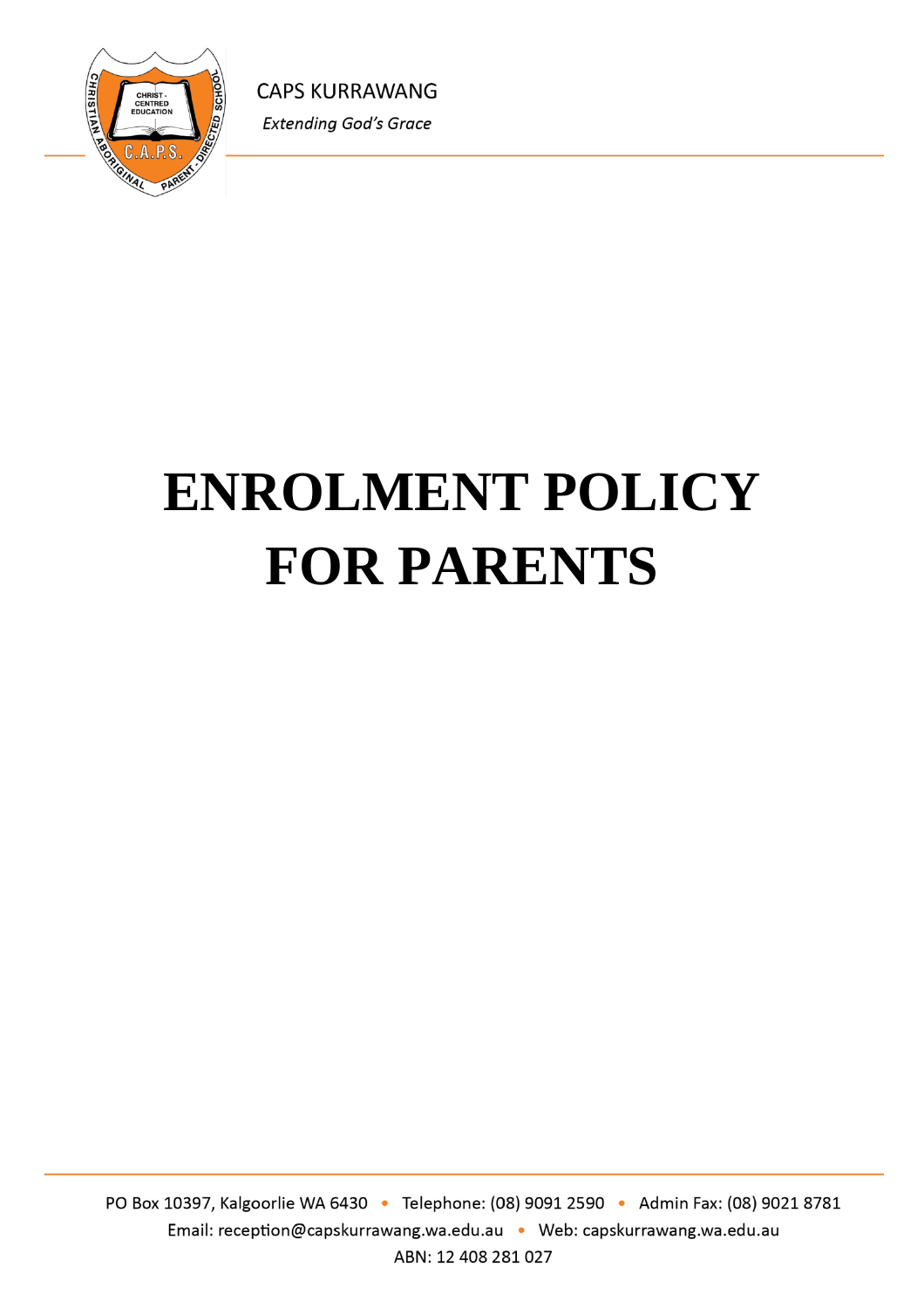CAPS KURRAWANG

*Extending God's Grace*

# ENROLMENT POLICY FOR PARENTS

PO Box 10397, Kalgoorlie WA 6430 • Telephone: (08) 9091 2590 • Admin Fax: (08) 9021 8781
Email: reception@capskurrawang.wa.edu.au • Web: capskurrawang.wa.edu.au
ABN: 12 408 281 027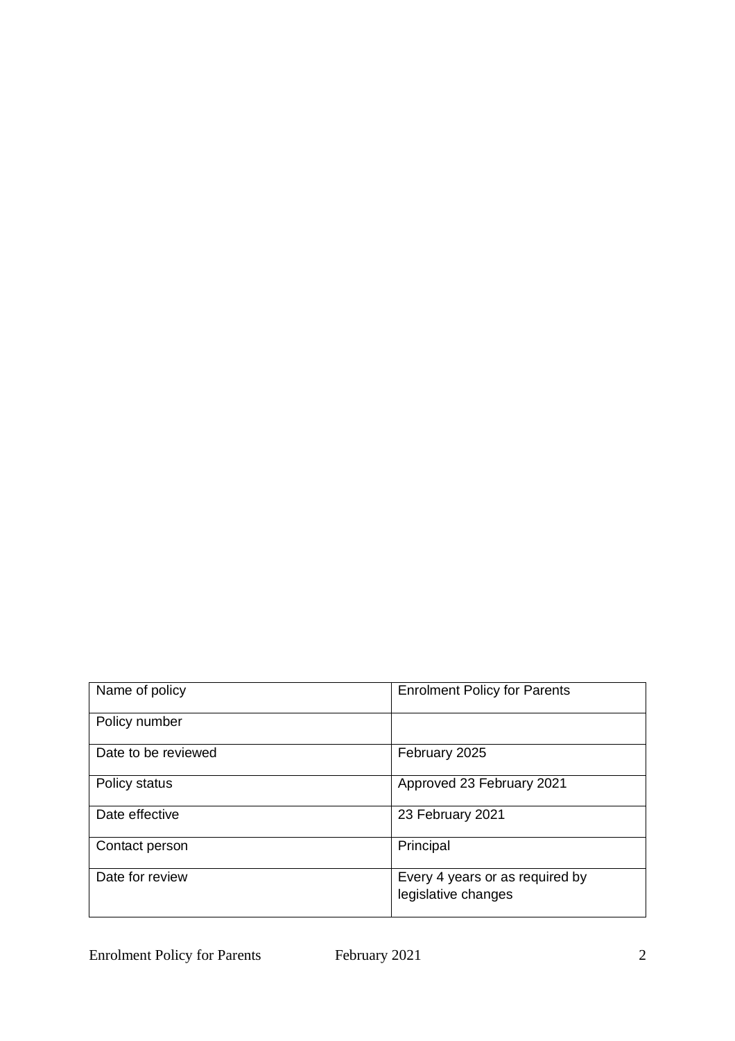| Name of policy | Enrolment Policy for Parents |
|---|---|
| Policy number | |
| Date to be reviewed | February 2025 |
| Policy status | Approved 23 February 2021 |
| Date effective | 23 February 2021 |
| Contact person | Principal |
| Date for review | Every 4 years or as required by legislative changes |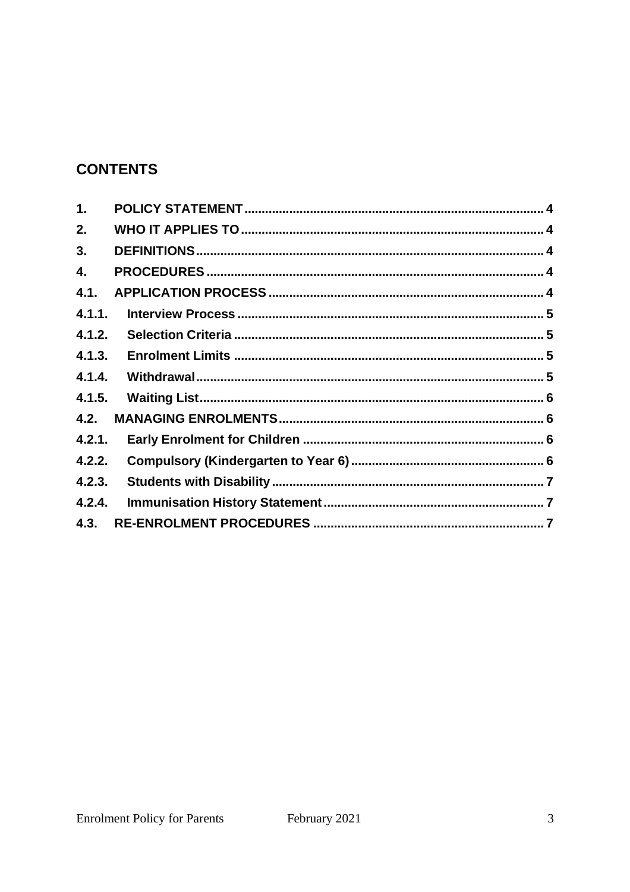## CONTENTS

| | | |
|---|---|---|
| 1. | POLICY STATEMENT | 4 |
| 2. | WHO IT APPLIES TO | 4 |
| 3. | DEFINITIONS | 4 |
| 4. | PROCEDURES | 4 |
| 4.1. | APPLICATION PROCESS | 4 |
| 4.1.1. | Interview Process | 5 |
| 4.1.2. | Selection Criteria | 5 |
| 4.1.3. | Enrolment Limits | 5 |
| 4.1.4. | Withdrawal | 5 |
| 4.1.5. | Waiting List | 6 |
| 4.2. | MANAGING ENROLMENTS | 6 |
| 4.2.1. | Early Enrolment for Children | 6 |
| 4.2.2. | Compulsory (Kindergarten to Year 6) | 6 |
| 4.2.3. | Students with Disability | 7 |
| 4.2.4. | Immunisation History Statement | 7 |
| 4.3. | RE-ENROLMENT PROCEDURES | 7 |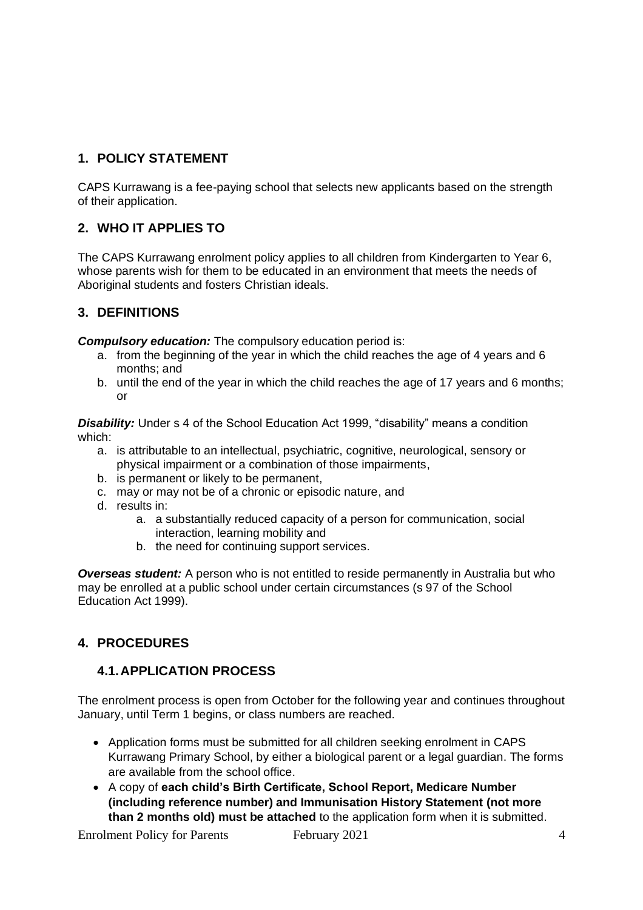## 1. POLICY STATEMENT

CAPS Kurrawang is a fee-paying school that selects new applicants based on the strength of their application.

## 2. WHO IT APPLIES TO

The CAPS Kurrawang enrolment policy applies to all children from Kindergarten to Year 6, whose parents wish for them to be educated in an environment that meets the needs of Aboriginal students and fosters Christian ideals.

## 3. DEFINITIONS

***Compulsory education:*** The compulsory education period is:

a. from the beginning of the year in which the child reaches the age of 4 years and 6 months; and
b. until the end of the year in which the child reaches the age of 17 years and 6 months; or

***Disability:*** Under s 4 of the School Education Act 1999, "disability" means a condition which:

a. is attributable to an intellectual, psychiatric, cognitive, neurological, sensory or physical impairment or a combination of those impairments,
b. is permanent or likely to be permanent,
c. may or may not be of a chronic or episodic nature, and
d. results in:
    a. a substantially reduced capacity of a person for communication, social interaction, learning mobility and
    b. the need for continuing support services.

***Overseas student:*** A person who is not entitled to reside permanently in Australia but who may be enrolled at a public school under certain circumstances (s 97 of the School Education Act 1999).

## 4. PROCEDURES

### 4.1. APPLICATION PROCESS

The enrolment process is open from October for the following year and continues throughout January, until Term 1 begins, or class numbers are reached.

- Application forms must be submitted for all children seeking enrolment in CAPS Kurrawang Primary School, by either a biological parent or a legal guardian. The forms are available from the school office.
- A copy of **each child's Birth Certificate, School Report, Medicare Number (including reference number) and Immunisation History Statement (not more than 2 months old) must be attached** to the application form when it is submitted.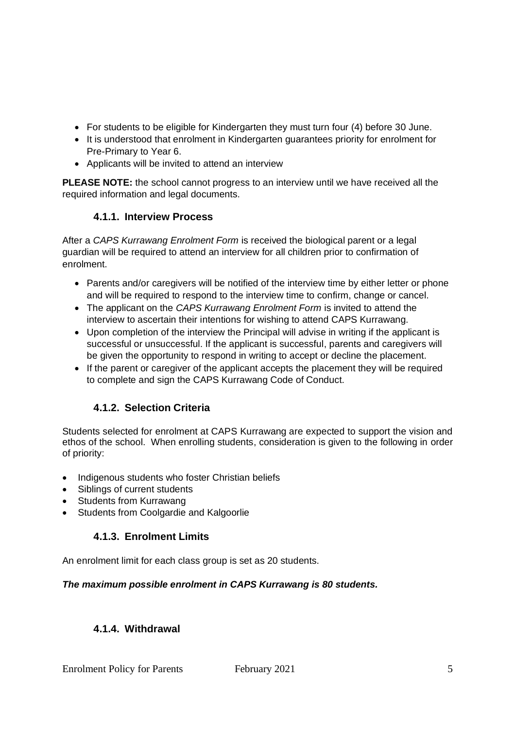- For students to be eligible for Kindergarten they must turn four (4) before 30 June.
- It is understood that enrolment in Kindergarten guarantees priority for enrolment for Pre-Primary to Year 6.
- Applicants will be invited to attend an interview

**PLEASE NOTE:** the school cannot progress to an interview until we have received all the required information and legal documents.

### 4.1.1. Interview Process

After a *CAPS Kurrawang Enrolment Form* is received the biological parent or a legal guardian will be required to attend an interview for all children prior to confirmation of enrolment.

- Parents and/or caregivers will be notified of the interview time by either letter or phone and will be required to respond to the interview time to confirm, change or cancel.
- The applicant on the *CAPS Kurrawang Enrolment Form* is invited to attend the interview to ascertain their intentions for wishing to attend CAPS Kurrawang.
- Upon completion of the interview the Principal will advise in writing if the applicant is successful or unsuccessful. If the applicant is successful, parents and caregivers will be given the opportunity to respond in writing to accept or decline the placement.
- If the parent or caregiver of the applicant accepts the placement they will be required to complete and sign the CAPS Kurrawang Code of Conduct.

### 4.1.2. Selection Criteria

Students selected for enrolment at CAPS Kurrawang are expected to support the vision and ethos of the school. When enrolling students, consideration is given to the following in order of priority:

- Indigenous students who foster Christian beliefs
- Siblings of current students
- Students from Kurrawang
- Students from Coolgardie and Kalgoorlie

### 4.1.3. Enrolment Limits

An enrolment limit for each class group is set as 20 students.

***The maximum possible enrolment in CAPS Kurrawang is 80 students.***

### 4.1.4. Withdrawal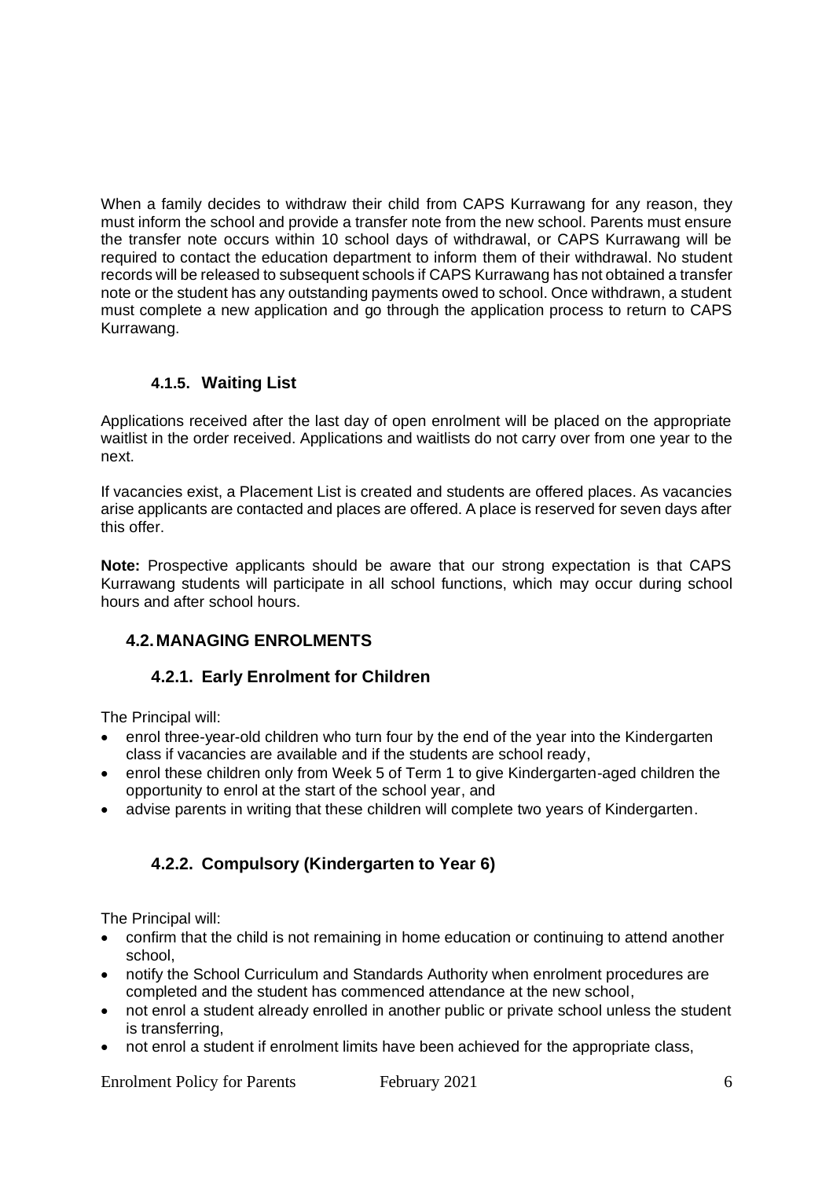When a family decides to withdraw their child from CAPS Kurrawang for any reason, they must inform the school and provide a transfer note from the new school. Parents must ensure the transfer note occurs within 10 school days of withdrawal, or CAPS Kurrawang will be required to contact the education department to inform them of their withdrawal. No student records will be released to subsequent schools if CAPS Kurrawang has not obtained a transfer note or the student has any outstanding payments owed to school. Once withdrawn, a student must complete a new application and go through the application process to return to CAPS Kurrawang.

#### 4.1.5. Waiting List

Applications received after the last day of open enrolment will be placed on the appropriate waitlist in the order received. Applications and waitlists do not carry over from one year to the next.

If vacancies exist, a Placement List is created and students are offered places. As vacancies arise applicants are contacted and places are offered. A place is reserved for seven days after this offer.

**Note:** Prospective applicants should be aware that our strong expectation is that CAPS Kurrawang students will participate in all school functions, which may occur during school hours and after school hours.

### 4.2. MANAGING ENROLMENTS

#### 4.2.1. Early Enrolment for Children

The Principal will:

- enrol three-year-old children who turn four by the end of the year into the Kindergarten class if vacancies are available and if the students are school ready,
- enrol these children only from Week 5 of Term 1 to give Kindergarten-aged children the opportunity to enrol at the start of the school year, and
- advise parents in writing that these children will complete two years of Kindergarten.

#### 4.2.2. Compulsory (Kindergarten to Year 6)

The Principal will:

- confirm that the child is not remaining in home education or continuing to attend another school,
- notify the School Curriculum and Standards Authority when enrolment procedures are completed and the student has commenced attendance at the new school,
- not enrol a student already enrolled in another public or private school unless the student is transferring,
- not enrol a student if enrolment limits have been achieved for the appropriate class,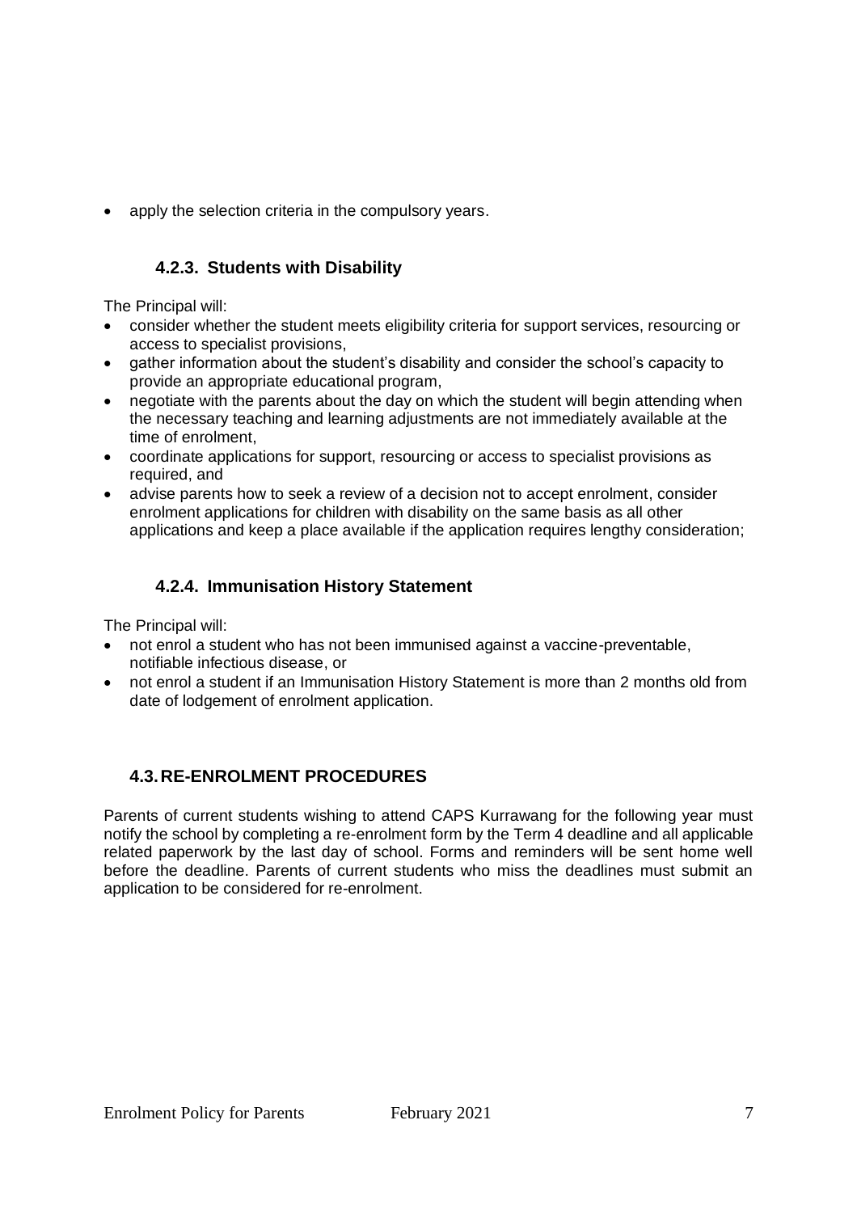- apply the selection criteria in the compulsory years.

### 4.2.3. Students with Disability

The Principal will:

- consider whether the student meets eligibility criteria for support services, resourcing or access to specialist provisions,
- gather information about the student's disability and consider the school's capacity to provide an appropriate educational program,
- negotiate with the parents about the day on which the student will begin attending when the necessary teaching and learning adjustments are not immediately available at the time of enrolment,
- coordinate applications for support, resourcing or access to specialist provisions as required, and
- advise parents how to seek a review of a decision not to accept enrolment, consider enrolment applications for children with disability on the same basis as all other applications and keep a place available if the application requires lengthy consideration;

### 4.2.4. Immunisation History Statement

The Principal will:

- not enrol a student who has not been immunised against a vaccine-preventable, notifiable infectious disease, or
- not enrol a student if an Immunisation History Statement is more than 2 months old from date of lodgement of enrolment application.

## 4.3. RE-ENROLMENT PROCEDURES

Parents of current students wishing to attend CAPS Kurrawang for the following year must notify the school by completing a re-enrolment form by the Term 4 deadline and all applicable related paperwork by the last day of school. Forms and reminders will be sent home well before the deadline. Parents of current students who miss the deadlines must submit an application to be considered for re-enrolment.